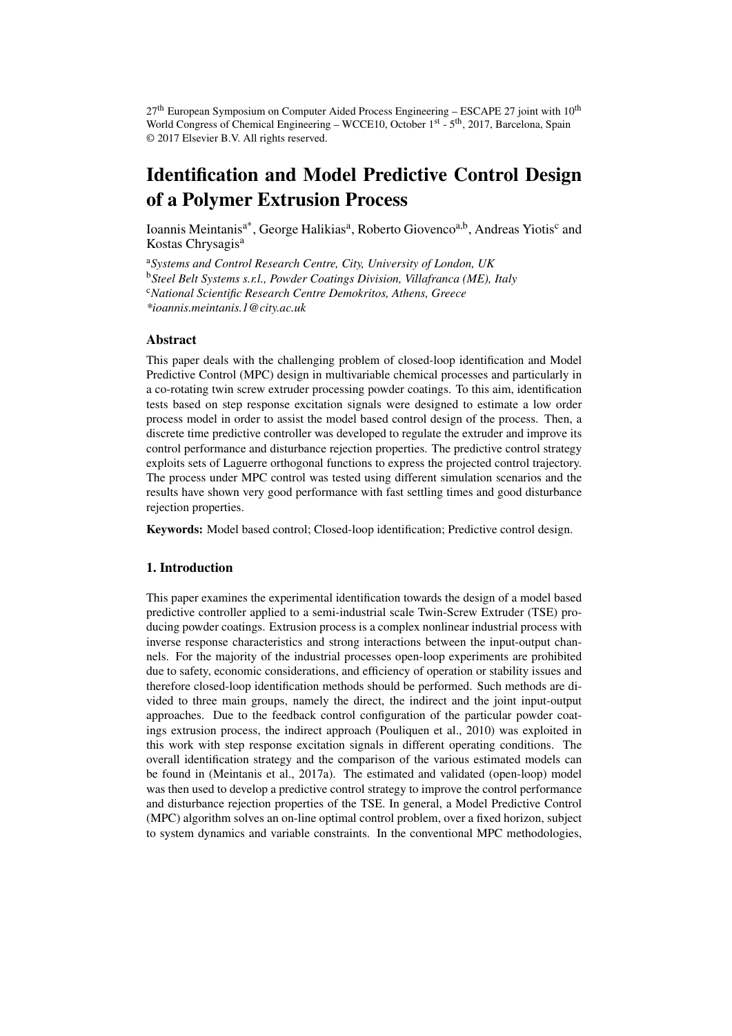27th European Symposium on Computer Aided Process Engineering – ESCAPE 27 joint with 10th World Congress of Chemical Engineering – WCCE10, October 1st - 5th, 2017, Barcelona, Spain
© 2017 Elsevier B.V. All rights reserved.

# Identification and Model Predictive Control Design of a Polymer Extrusion Process

Ioannis Meintanis[a*], George Halikias[a], Roberto Giovenco[a,b], Andreas Yiotis[c] and Kostas Chrysagis[a]

[a]*Systems and Control Research Centre, City, University of London, UK*
[b]*Steel Belt Systems s.r.l., Powder Coatings Division, Villafranca (ME), Italy*
[c]*National Scientific Research Centre Demokritos, Athens, Greece*
*\*ioannis.meintanis.1@city.ac.uk*

## Abstract

This paper deals with the challenging problem of closed-loop identification and Model Predictive Control (MPC) design in multivariable chemical processes and particularly in a co-rotating twin screw extruder processing powder coatings. To this aim, identification tests based on step response excitation signals were designed to estimate a low order process model in order to assist the model based control design of the process. Then, a discrete time predictive controller was developed to regulate the extruder and improve its control performance and disturbance rejection properties. The predictive control strategy exploits sets of Laguerre orthogonal functions to express the projected control trajectory. The process under MPC control was tested using different simulation scenarios and the results have shown very good performance with fast settling times and good disturbance rejection properties.

**Keywords:** Model based control; Closed-loop identification; Predictive control design.

## 1. Introduction

This paper examines the experimental identification towards the design of a model based predictive controller applied to a semi-industrial scale Twin-Screw Extruder (TSE) producing powder coatings. Extrusion process is a complex nonlinear industrial process with inverse response characteristics and strong interactions between the input-output channels. For the majority of the industrial processes open-loop experiments are prohibited due to safety, economic considerations, and efficiency of operation or stability issues and therefore closed-loop identification methods should be performed. Such methods are divided to three main groups, namely the direct, the indirect and the joint input-output approaches. Due to the feedback control configuration of the particular powder coatings extrusion process, the indirect approach (Pouliquen et al., 2010) was exploited in this work with step response excitation signals in different operating conditions. The overall identification strategy and the comparison of the various estimated models can be found in (Meintanis et al., 2017a). The estimated and validated (open-loop) model was then used to develop a predictive control strategy to improve the control performance and disturbance rejection properties of the TSE. In general, a Model Predictive Control (MPC) algorithm solves an on-line optimal control problem, over a fixed horizon, subject to system dynamics and variable constraints. In the conventional MPC methodologies,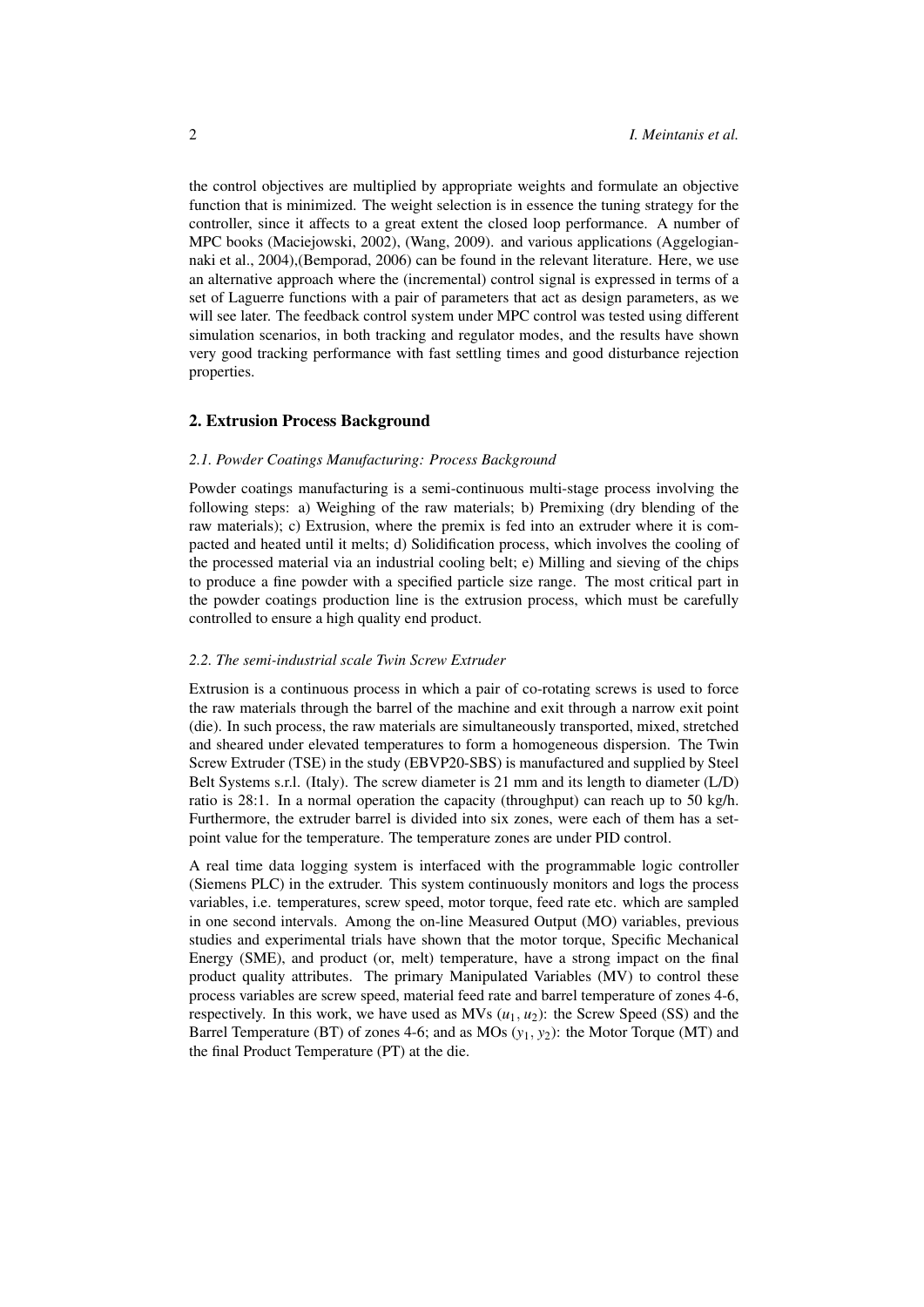the control objectives are multiplied by appropriate weights and formulate an objective function that is minimized. The weight selection is in essence the tuning strategy for the controller, since it affects to a great extent the closed loop performance. A number of MPC books (Maciejowski, 2002), (Wang, 2009). and various applications (Aggelogiannaki et al., 2004),(Bemporad, 2006) can be found in the relevant literature. Here, we use an alternative approach where the (incremental) control signal is expressed in terms of a set of Laguerre functions with a pair of parameters that act as design parameters, as we will see later. The feedback control system under MPC control was tested using different simulation scenarios, in both tracking and regulator modes, and the results have shown very good tracking performance with fast settling times and good disturbance rejection properties.

## 2. Extrusion Process Background

### *2.1. Powder Coatings Manufacturing: Process Background*

Powder coatings manufacturing is a semi-continuous multi-stage process involving the following steps: a) Weighing of the raw materials; b) Premixing (dry blending of the raw materials); c) Extrusion, where the premix is fed into an extruder where it is compacted and heated until it melts; d) Solidification process, which involves the cooling of the processed material via an industrial cooling belt; e) Milling and sieving of the chips to produce a fine powder with a specified particle size range. The most critical part in the powder coatings production line is the extrusion process, which must be carefully controlled to ensure a high quality end product.

### *2.2. The semi-industrial scale Twin Screw Extruder*

Extrusion is a continuous process in which a pair of co-rotating screws is used to force the raw materials through the barrel of the machine and exit through a narrow exit point (die). In such process, the raw materials are simultaneously transported, mixed, stretched and sheared under elevated temperatures to form a homogeneous dispersion. The Twin Screw Extruder (TSE) in the study (EBVP20-SBS) is manufactured and supplied by Steel Belt Systems s.r.l. (Italy). The screw diameter is 21 mm and its length to diameter (L/D) ratio is 28:1. In a normal operation the capacity (throughput) can reach up to 50 kg/h. Furthermore, the extruder barrel is divided into six zones, were each of them has a set-point value for the temperature. The temperature zones are under PID control.

A real time data logging system is interfaced with the programmable logic controller (Siemens PLC) in the extruder. This system continuously monitors and logs the process variables, i.e. temperatures, screw speed, motor torque, feed rate etc. which are sampled in one second intervals. Among the on-line Measured Output (MO) variables, previous studies and experimental trials have shown that the motor torque, Specific Mechanical Energy (SME), and product (or, melt) temperature, have a strong impact on the final product quality attributes. The primary Manipulated Variables (MV) to control these process variables are screw speed, material feed rate and barrel temperature of zones 4-6, respectively. In this work, we have used as MVs ($u_1, u_2$): the Screw Speed (SS) and the Barrel Temperature (BT) of zones 4-6; and as MOs ($y_1, y_2$): the Motor Torque (MT) and the final Product Temperature (PT) at the die.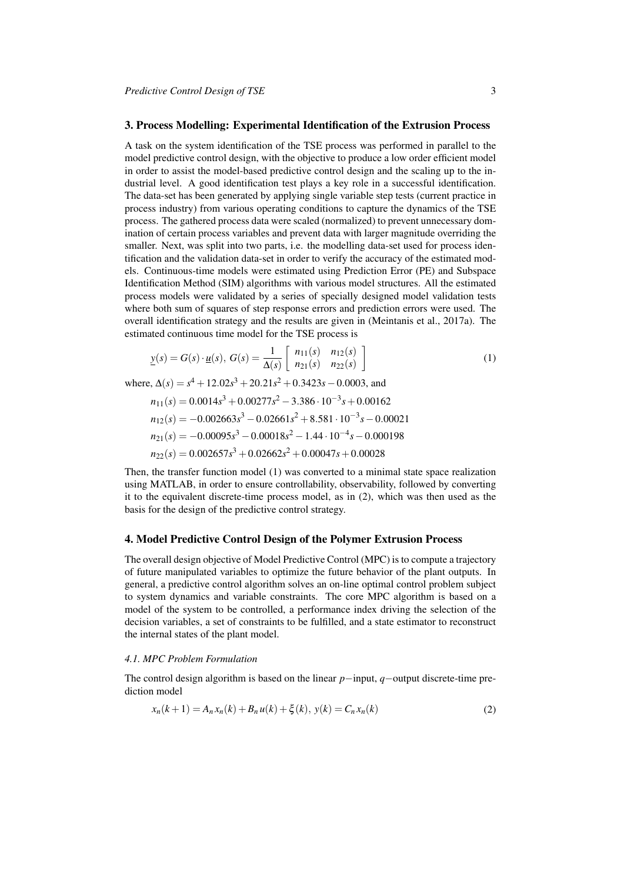## 3. Process Modelling: Experimental Identification of the Extrusion Process

A task on the system identification of the TSE process was performed in parallel to the model predictive control design, with the objective to produce a low order efficient model in order to assist the model-based predictive control design and the scaling up to the industrial level. A good identification test plays a key role in a successful identification. The data-set has been generated by applying single variable step tests (current practice in process industry) from various operating conditions to capture the dynamics of the TSE process. The gathered process data were scaled (normalized) to prevent unnecessary domination of certain process variables and prevent data with larger magnitude overriding the smaller. Next, was split into two parts, i.e. the modelling data-set used for process identification and the validation data-set in order to verify the accuracy of the estimated models. Continuous-time models were estimated using Prediction Error (PE) and Subspace Identification Method (SIM) algorithms with various model structures. All the estimated process models were validated by a series of specially designed model validation tests where both sum of squares of step response errors and prediction errors were used. The overall identification strategy and the results are given in (Meintanis et al., 2017a). The estimated continuous time model for the TSE process is

$$\underline{y}(s) = G(s) \cdot \underline{u}(s),\ G(s) = \frac{1}{\Delta(s)} \begin{bmatrix} n_{11}(s) & n_{12}(s) \\ n_{21}(s) & n_{22}(s) \end{bmatrix} \tag{1}$$

where, $\Delta(s) = s^4 + 12.02s^3 + 20.21s^2 + 0.3423s - 0.0003$, and

$$n_{11}(s) = 0.0014s^3 + 0.00277s^2 - 3.386 \cdot 10^{-3}s + 0.00162$$

$$n_{12}(s) = -0.002663s^3 - 0.02661s^2 + 8.581 \cdot 10^{-3}s - 0.00021$$

$$n_{21}(s) = -0.00095s^3 - 0.00018s^2 - 1.44 \cdot 10^{-4}s - 0.000198$$

$$n_{22}(s) = 0.002657s^3 + 0.02662s^2 + 0.00047s + 0.00028$$

Then, the transfer function model (1) was converted to a minimal state space realization using MATLAB, in order to ensure controllability, observability, followed by converting it to the equivalent discrete-time process model, as in (2), which was then used as the basis for the design of the predictive control strategy.

## 4. Model Predictive Control Design of the Polymer Extrusion Process

The overall design objective of Model Predictive Control (MPC) is to compute a trajectory of future manipulated variables to optimize the future behavior of the plant outputs. In general, a predictive control algorithm solves an on-line optimal control problem subject to system dynamics and variable constraints. The core MPC algorithm is based on a model of the system to be controlled, a performance index driving the selection of the decision variables, a set of constraints to be fulfilled, and a state estimator to reconstruct the internal states of the plant model.

### *4.1. MPC Problem Formulation*

The control design algorithm is based on the linear $p-$input, $q-$output discrete-time prediction model

$$x_n(k+1) = A_n x_n(k) + B_n u(k) + \xi(k),\ y(k) = C_n x_n(k) \tag{2}$$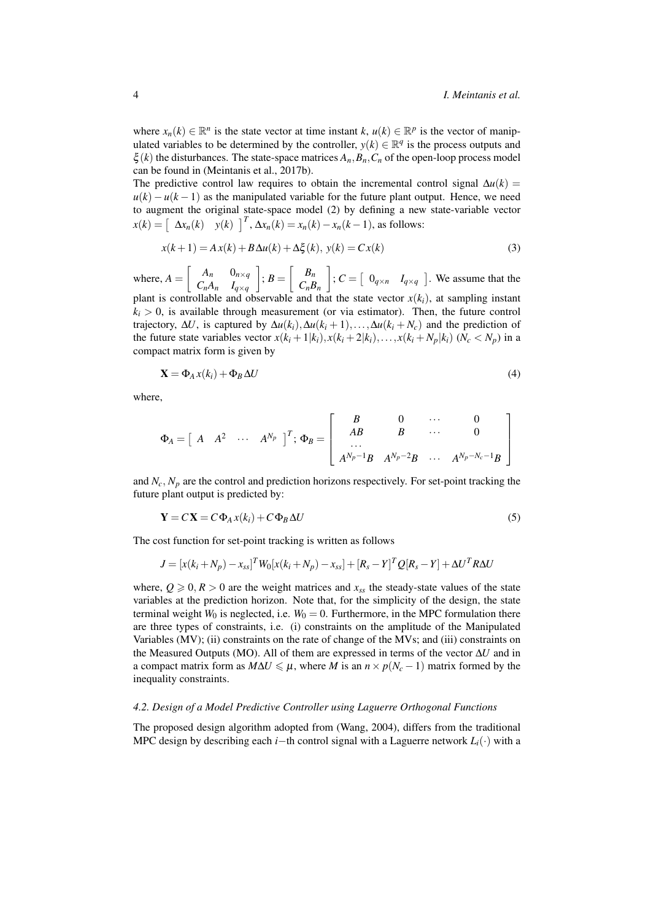where $x_n(k) \in \mathbb{R}^n$ is the state vector at time instant $k$, $u(k) \in \mathbb{R}^p$ is the vector of manipulated variables to be determined by the controller, $y(k) \in \mathbb{R}^q$ is the process outputs and $\xi(k)$ the disturbances. The state-space matrices $A_n, B_n, C_n$ of the open-loop process model can be found in (Meintanis et al., 2017b).

The predictive control law requires to obtain the incremental control signal $\Delta u(k) = u(k) - u(k-1)$ as the manipulated variable for the future plant output. Hence, we need to augment the original state-space model (2) by defining a new state-variable vector $x(k) = \begin{bmatrix} \Delta x_n(k) & y(k) \end{bmatrix}^T$, $\Delta x_n(k) = x_n(k) - x_n(k-1)$, as follows:

$$x(k+1) = A\,x(k) + B\,\Delta u(k) + \Delta\xi(k),\; y(k) = C\,x(k) \tag{3}$$

where, $A = \begin{bmatrix} A_n & 0_{n\times q} \\ C_n A_n & I_{q\times q} \end{bmatrix}$; $B = \begin{bmatrix} B_n \\ C_n B_n \end{bmatrix}$; $C = \begin{bmatrix} 0_{q\times n} & I_{q\times q} \end{bmatrix}$. We assume that the plant is controllable and observable and that the state vector $x(k_i)$, at sampling instant $k_i > 0$, is available through measurement (or via estimator). Then, the future control trajectory, $\Delta U$, is captured by $\Delta u(k_i), \Delta u(k_i+1), \ldots, \Delta u(k_i+N_c)$ and the prediction of the future state variables vector $x(k_i+1|k_i), x(k_i+2|k_i), \ldots, x(k_i+N_p|k_i)$ ($N_c < N_p$) in a compact matrix form is given by

$$\mathbf{X} = \Phi_A\, x(k_i) + \Phi_B\, \Delta U \tag{4}$$

where,

$$\Phi_A = \begin{bmatrix} A & A^2 & \cdots & A^{N_p} \end{bmatrix}^T;\; \Phi_B = \begin{bmatrix} B & 0 & \cdots & 0 \\ AB & B & \cdots & 0 \\ \cdots & & & \\ A^{N_p-1}B & A^{N_p-2}B & \cdots & A^{N_p-N_c-1}B \end{bmatrix}$$

and $N_c, N_p$ are the control and prediction horizons respectively. For set-point tracking the future plant output is predicted by:

$$\mathbf{Y} = C\mathbf{X} = C\,\Phi_A\, x(k_i) + C\,\Phi_B\, \Delta U \tag{5}$$

The cost function for set-point tracking is written as follows

$$J = [x(k_i+N_p) - x_{ss}]^T W_0 [x(k_i+N_p) - x_{ss}] + [R_s - Y]^T Q [R_s - Y] + \Delta U^T R \Delta U$$

where, $Q \geqslant 0, R > 0$ are the weight matrices and $x_{ss}$ the steady-state values of the state variables at the prediction horizon. Note that, for the simplicity of the design, the state terminal weight $W_0$ is neglected, i.e. $W_0 = 0$. Furthermore, in the MPC formulation there are three types of constraints, i.e. (i) constraints on the amplitude of the Manipulated Variables (MV); (ii) constraints on the rate of change of the MVs; and (iii) constraints on the Measured Outputs (MO). All of them are expressed in terms of the vector $\Delta U$ and in a compact matrix form as $M\Delta U \leqslant \mu$, where $M$ is an $n \times p(N_c - 1)$ matrix formed by the inequality constraints.

### *4.2. Design of a Model Predictive Controller using Laguerre Orthogonal Functions*

The proposed design algorithm adopted from (Wang, 2004), differs from the traditional MPC design by describing each $i$−th control signal with a Laguerre network $L_i(\cdot)$ with a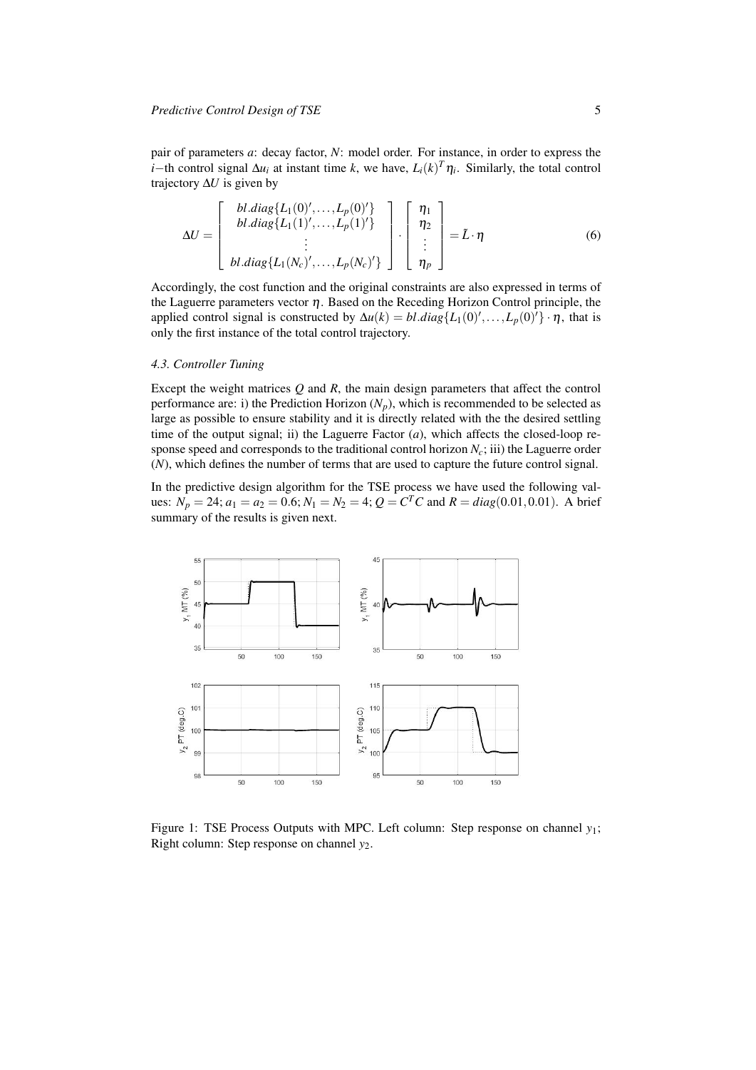pair of parameters $a$: decay factor, $N$: model order. For instance, in order to express the $i-$th control signal $\Delta u_i$ at instant time $k$, we have, $L_i(k)^T \eta_i$. Similarly, the total control trajectory $\Delta U$ is given by

$$
\Delta U = \begin{bmatrix} bl.diag\{L_1(0)', \ldots, L_p(0)'\} \\ bl.diag\{L_1(1)', \ldots, L_p(1)'\} \\ \vdots \\ bl.diag\{L_1(N_c)', \ldots, L_p(N_c)'\} \end{bmatrix} \cdot \begin{bmatrix} \eta_1 \\ \eta_2 \\ \vdots \\ \eta_p \end{bmatrix} = \tilde{L} \cdot \eta \tag{6}
$$

Accordingly, the cost function and the original constraints are also expressed in terms of the Laguerre parameters vector $\eta$. Based on the Receding Horizon Control principle, the applied control signal is constructed by $\Delta u(k) = bl.diag\{L_1(0)', \ldots, L_p(0)'\} \cdot \eta$, that is only the first instance of the total control trajectory.

### 4.3. Controller Tuning

Except the weight matrices $Q$ and $R$, the main design parameters that affect the control performance are: i) the Prediction Horizon ($N_p$), which is recommended to be selected as large as possible to ensure stability and it is directly related with the the desired settling time of the output signal; ii) the Laguerre Factor ($a$), which affects the closed-loop response speed and corresponds to the traditional control horizon $N_c$; iii) the Laguerre order ($N$), which defines the number of terms that are used to capture the future control signal.

In the predictive design algorithm for the TSE process we have used the following values: $N_p = 24$; $a_1 = a_2 = 0.6$; $N_1 = N_2 = 4$; $Q = C^T C$ and $R = diag(0.01, 0.01)$. A brief summary of the results is given next.

Figure 1: TSE Process Outputs with MPC. Left column: Step response on channel $y_1$; Right column: Step response on channel $y_2$.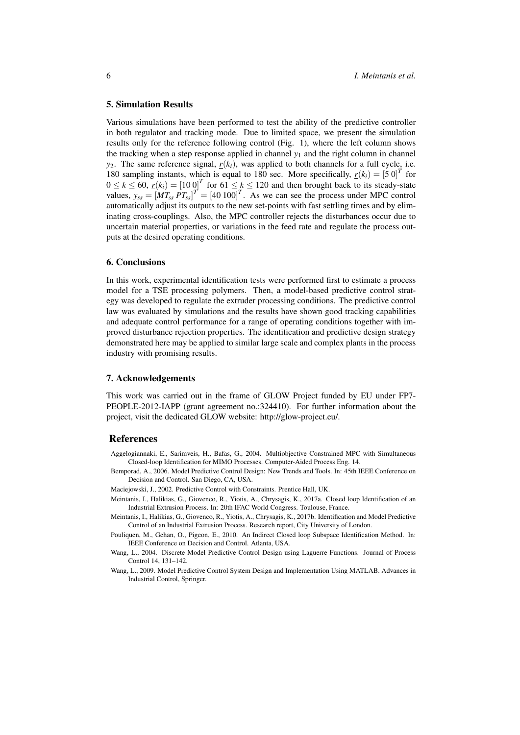## 5. Simulation Results

Various simulations have been performed to test the ability of the predictive controller in both regulator and tracking mode. Due to limited space, we present the simulation results only for the reference following control (Fig. 1), where the left column shows the tracking when a step response applied in channel $y_1$ and the right column in channel $y_2$. The same reference signal, $\underline{r}(k_i)$, was applied to both channels for a full cycle, i.e. 180 sampling instants, which is equal to 180 sec. More specifically, $\underline{r}(k_i) = [5\ 0]^T$ for $0 \le k \le 60$, $\underline{r}(k_i) = [10\ 0]^T$ for $61 \le k \le 120$ and then brought back to its steady-state values, $y_{ss} = [MT_{ss}\ PT_{ss}]^T = [40\ 100]^T$. As we can see the process under MPC control automatically adjust its outputs to the new set-points with fast settling times and by eliminating cross-couplings. Also, the MPC controller rejects the disturbances occur due to uncertain material properties, or variations in the feed rate and regulate the process outputs at the desired operating conditions.

## 6. Conclusions

In this work, experimental identification tests were performed first to estimate a process model for a TSE processing polymers. Then, a model-based predictive control strategy was developed to regulate the extruder processing conditions. The predictive control law was evaluated by simulations and the results have shown good tracking capabilities and adequate control performance for a range of operating conditions together with improved disturbance rejection properties. The identification and predictive design strategy demonstrated here may be applied to similar large scale and complex plants in the process industry with promising results.

## 7. Acknowledgements

This work was carried out in the frame of GLOW Project funded by EU under FP7-PEOPLE-2012-IAPP (grant agreement no.:324410). For further information about the project, visit the dedicated GLOW website: http://glow-project.eu/.

## References

Aggelogiannaki, E., Sarimveis, H., Bafas, G., 2004. Multiobjective Constrained MPC with Simultaneous Closed-loop Identification for MIMO Processes. Computer-Aided Process Eng. 14.

Bemporad, A., 2006. Model Predictive Control Design: New Trends and Tools. In: 45th IEEE Conference on Decision and Control. San Diego, CA, USA.

Maciejowski, J., 2002. Predictive Control with Constraints. Prentice Hall, UK.

Meintanis, I., Halikias, G., Giovenco, R., Yiotis, A., Chrysagis, K., 2017a. Closed loop Identification of an Industrial Extrusion Process. In: 20th IFAC World Congress. Toulouse, France.

Meintanis, I., Halikias, G., Giovenco, R., Yiotis, A., Chrysagis, K., 2017b. Identification and Model Predictive Control of an Industrial Extrusion Process. Research report, City University of London.

Pouliquen, M., Gehan, O., Pigeon, E., 2010. An Indirect Closed loop Subspace Identification Method. In: IEEE Conference on Decision and Control. Atlanta, USA.

Wang, L., 2004. Discrete Model Predictive Control Design using Laguerre Functions. Journal of Process Control 14, 131–142.

Wang, L., 2009. Model Predictive Control System Design and Implementation Using MATLAB. Advances in Industrial Control, Springer.